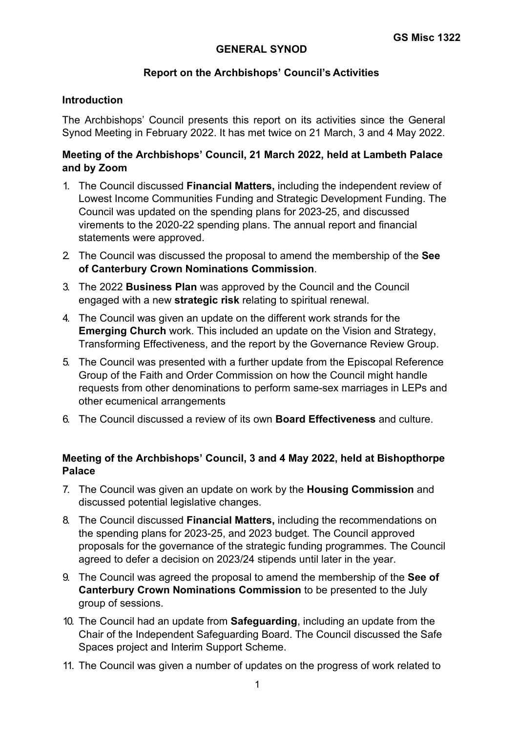GS Misc 1322

**GENERAL SYNOD**

**Report on the Archbishops' Council's Activities**

**Introduction**

The Archbishops' Council presents this report on its activities since the General Synod Meeting in February 2022. It has met twice on 21 March, 3 and 4 May 2022.

**Meeting of the Archbishops' Council, 21 March 2022, held at Lambeth Palace and by Zoom**

1. The Council discussed **Financial Matters,** including the independent review of Lowest Income Communities Funding and Strategic Development Funding. The Council was updated on the spending plans for 2023-25, and discussed virements to the 2020-22 spending plans. The annual report and financial statements were approved.
2. The Council was discussed the proposal to amend the membership of the **See of Canterbury Crown Nominations Commission**.
3. The 2022 **Business Plan** was approved by the Council and the Council engaged with a new **strategic risk** relating to spiritual renewal.
4. The Council was given an update on the different work strands for the **Emerging Church** work. This included an update on the Vision and Strategy, Transforming Effectiveness, and the report by the Governance Review Group.
5. The Council was presented with a further update from the Episcopal Reference Group of the Faith and Order Commission on how the Council might handle requests from other denominations to perform same-sex marriages in LEPs and other ecumenical arrangements
6. The Council discussed a review of its own **Board Effectiveness** and culture.

**Meeting of the Archbishops' Council, 3 and 4 May 2022, held at Bishopthorpe Palace**

7. The Council was given an update on work by the **Housing Commission** and discussed potential legislative changes.
8. The Council discussed **Financial Matters,** including the recommendations on the spending plans for 2023-25, and 2023 budget. The Council approved proposals for the governance of the strategic funding programmes. The Council agreed to defer a decision on 2023/24 stipends until later in the year.
9. The Council was agreed the proposal to amend the membership of the **See of Canterbury Crown Nominations Commission** to be presented to the July group of sessions.
10. The Council had an update from **Safeguarding**, including an update from the Chair of the Independent Safeguarding Board. The Council discussed the Safe Spaces project and Interim Support Scheme.
11. The Council was given a number of updates on the progress of work related to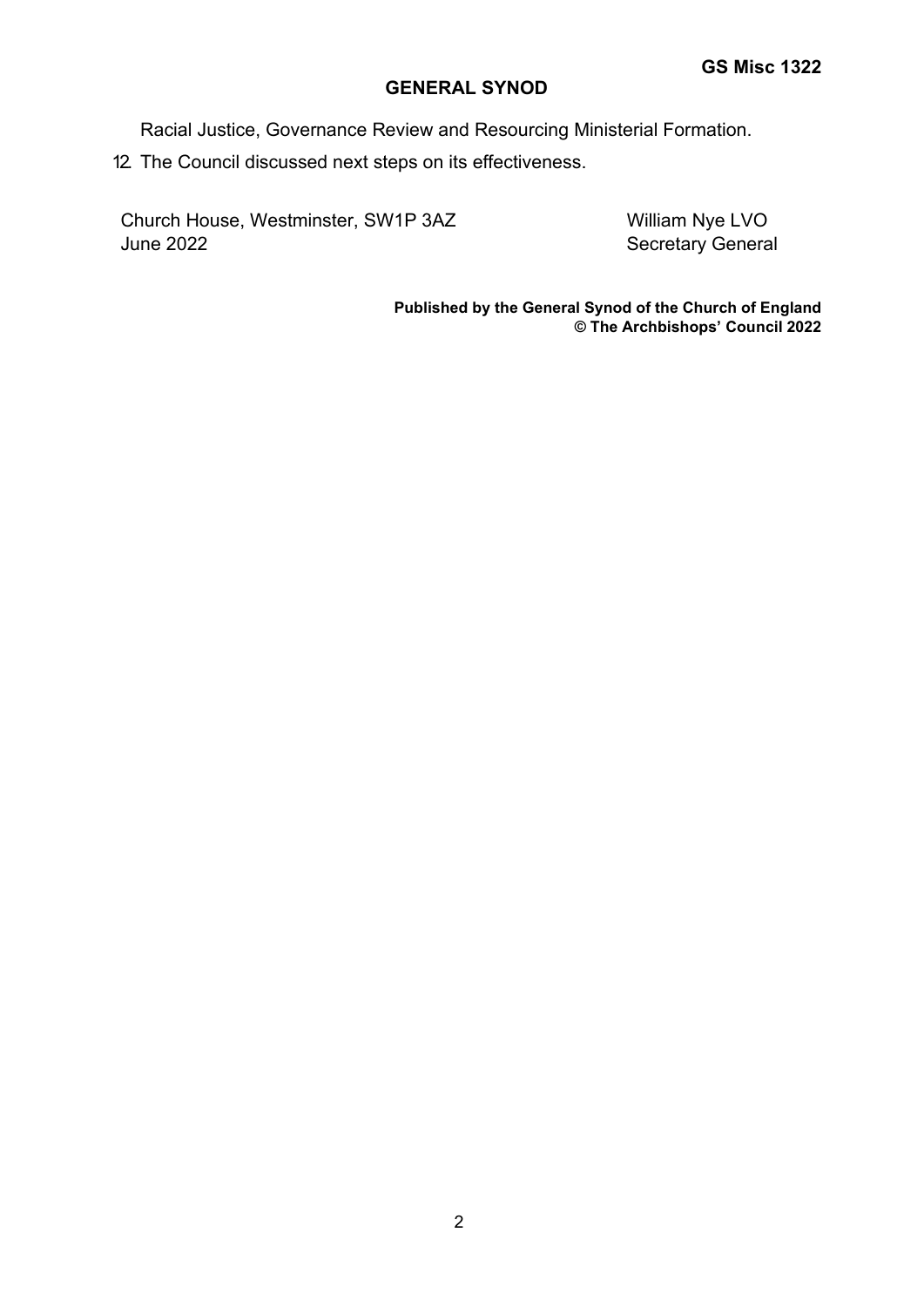Racial Justice, Governance Review and Resourcing Ministerial Formation.

12. The Council discussed next steps on its effectiveness.

Church House, Westminster, SW1P 3AZ
June 2022

William Nye LVO
Secretary General

**Published by the General Synod of the Church of England**
**© The Archbishops' Council 2022**